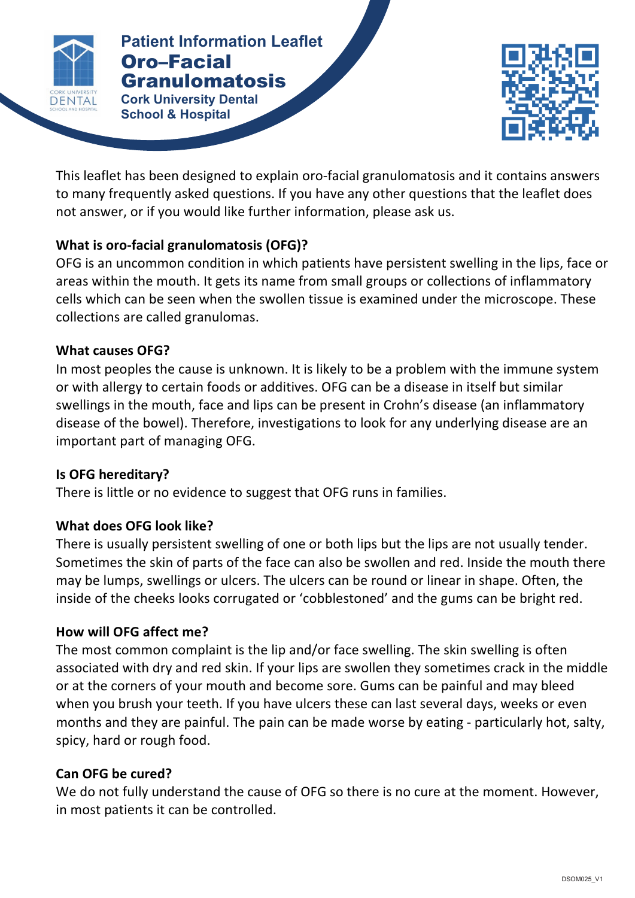# Patient Information Leaflet

# Oro–Facial Granulomatosis

**Cork University Dental School & Hospital**

This leaflet has been designed to explain oro-facial granulomatosis and it contains answers to many frequently asked questions. If you have any other questions that the leaflet does not answer, or if you would like further information, please ask us.

**What is oro-facial granulomatosis (OFG)?**

OFG is an uncommon condition in which patients have persistent swelling in the lips, face or areas within the mouth. It gets its name from small groups or collections of inflammatory cells which can be seen when the swollen tissue is examined under the microscope. These collections are called granulomas.

**What causes OFG?**

In most peoples the cause is unknown. It is likely to be a problem with the immune system or with allergy to certain foods or additives. OFG can be a disease in itself but similar swellings in the mouth, face and lips can be present in Crohn's disease (an inflammatory disease of the bowel). Therefore, investigations to look for any underlying disease are an important part of managing OFG.

**Is OFG hereditary?**

There is little or no evidence to suggest that OFG runs in families.

**What does OFG look like?**

There is usually persistent swelling of one or both lips but the lips are not usually tender. Sometimes the skin of parts of the face can also be swollen and red. Inside the mouth there may be lumps, swellings or ulcers. The ulcers can be round or linear in shape. Often, the inside of the cheeks looks corrugated or 'cobblestoned' and the gums can be bright red.

**How will OFG affect me?**

The most common complaint is the lip and/or face swelling. The skin swelling is often associated with dry and red skin. If your lips are swollen they sometimes crack in the middle or at the corners of your mouth and become sore. Gums can be painful and may bleed when you brush your teeth. If you have ulcers these can last several days, weeks or even months and they are painful. The pain can be made worse by eating - particularly hot, salty, spicy, hard or rough food.

**Can OFG be cured?**

We do not fully understand the cause of OFG so there is no cure at the moment. However, in most patients it can be controlled.

DSOM025_V1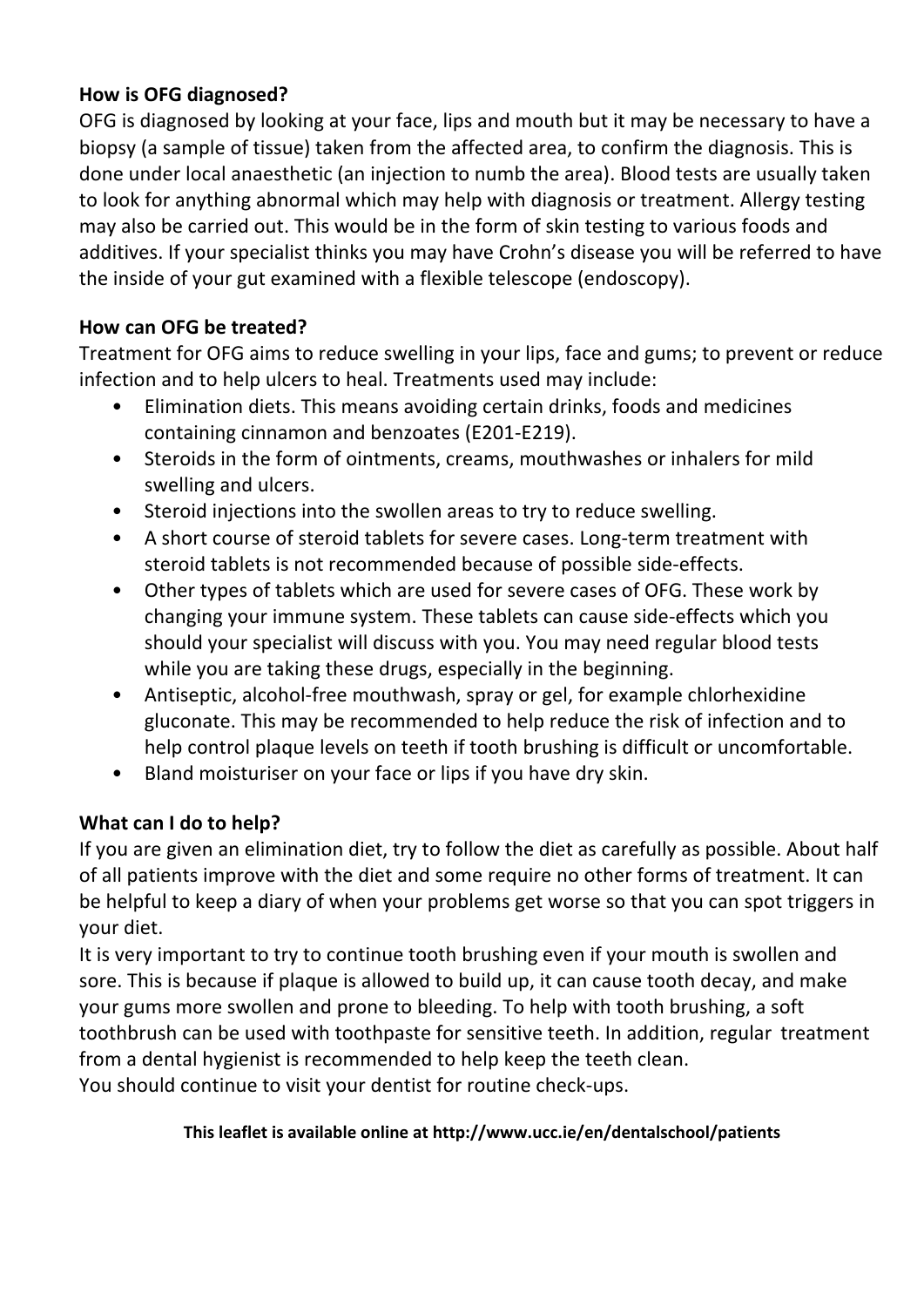**How is OFG diagnosed?**

OFG is diagnosed by looking at your face, lips and mouth but it may be necessary to have a biopsy (a sample of tissue) taken from the affected area, to confirm the diagnosis. This is done under local anaesthetic (an injection to numb the area). Blood tests are usually taken to look for anything abnormal which may help with diagnosis or treatment. Allergy testing may also be carried out. This would be in the form of skin testing to various foods and additives. If your specialist thinks you may have Crohn's disease you will be referred to have the inside of your gut examined with a flexible telescope (endoscopy).

**How can OFG be treated?**

Treatment for OFG aims to reduce swelling in your lips, face and gums; to prevent or reduce infection and to help ulcers to heal. Treatments used may include:

- Elimination diets. This means avoiding certain drinks, foods and medicines containing cinnamon and benzoates (E201-E219).
- Steroids in the form of ointments, creams, mouthwashes or inhalers for mild swelling and ulcers.
- Steroid injections into the swollen areas to try to reduce swelling.
- A short course of steroid tablets for severe cases. Long-term treatment with steroid tablets is not recommended because of possible side-effects.
- Other types of tablets which are used for severe cases of OFG. These work by changing your immune system. These tablets can cause side-effects which you should your specialist will discuss with you. You may need regular blood tests while you are taking these drugs, especially in the beginning.
- Antiseptic, alcohol-free mouthwash, spray or gel, for example chlorhexidine gluconate. This may be recommended to help reduce the risk of infection and to help control plaque levels on teeth if tooth brushing is difficult or uncomfortable.
- Bland moisturiser on your face or lips if you have dry skin.

**What can I do to help?**

If you are given an elimination diet, try to follow the diet as carefully as possible. About half of all patients improve with the diet and some require no other forms of treatment. It can be helpful to keep a diary of when your problems get worse so that you can spot triggers in your diet.

It is very important to try to continue tooth brushing even if your mouth is swollen and sore. This is because if plaque is allowed to build up, it can cause tooth decay, and make your gums more swollen and prone to bleeding. To help with tooth brushing, a soft toothbrush can be used with toothpaste for sensitive teeth. In addition, regular treatment from a dental hygienist is recommended to help keep the teeth clean.

You should continue to visit your dentist for routine check-ups.

**This leaflet is available online at http://www.ucc.ie/en/dentalschool/patients**